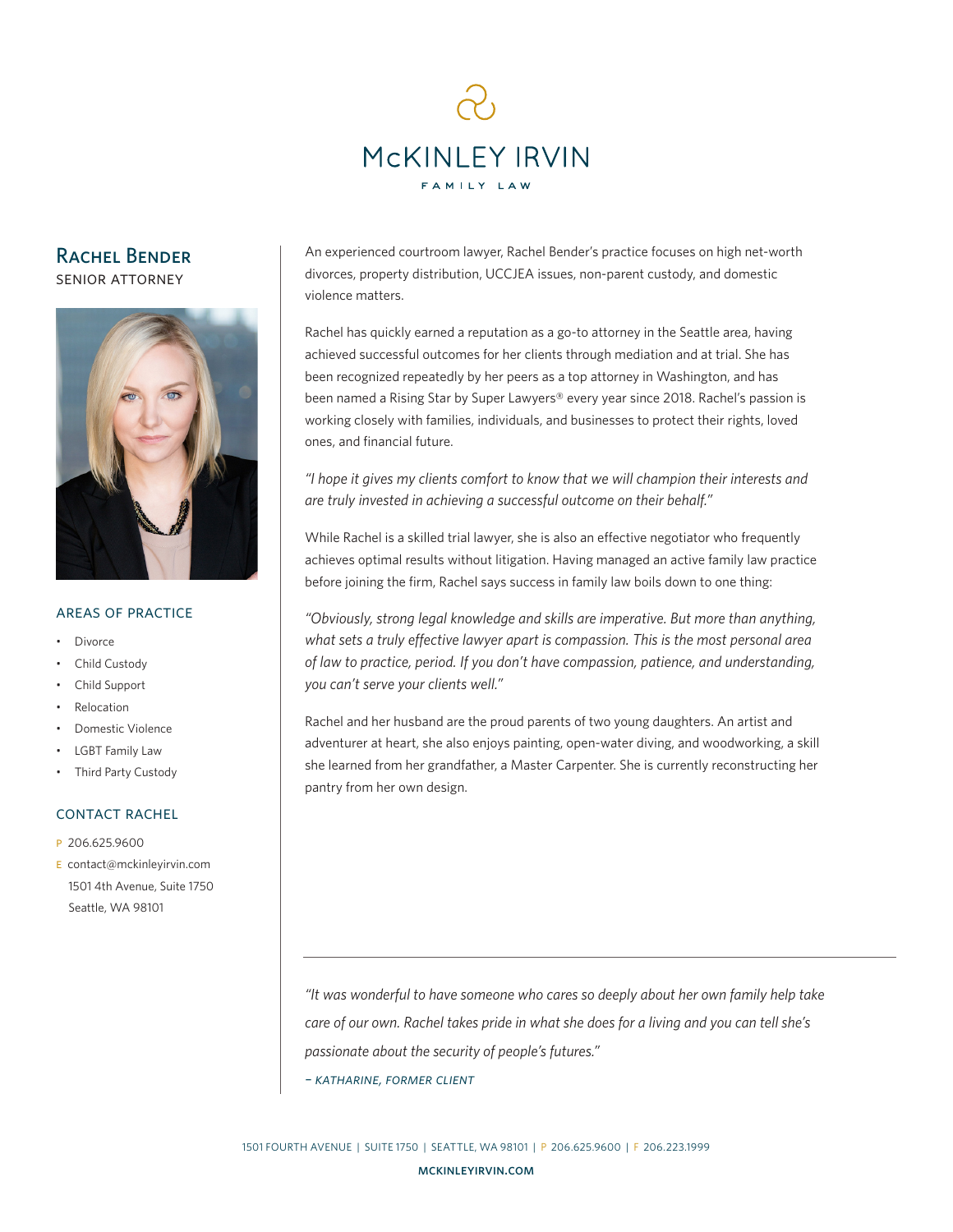# McKINLEY IRVIN

FAMILY LAW

## Rachel Bender

SENIOR ATTORNEY

### AREAS OF PRACTICE

- Divorce
- Child Custody
- Child Support
- Relocation
- Domestic Violence
- LGBT Family Law
- Third Party Custody

### CONTACT RACHEL

P 206.625.9600
E contact@mckinleyirvin.com
1501 4th Avenue, Suite 1750
Seattle, WA 98101

An experienced courtroom lawyer, Rachel Bender's practice focuses on high net-worth divorces, property distribution, UCCJEA issues, non-parent custody, and domestic violence matters.

Rachel has quickly earned a reputation as a go-to attorney in the Seattle area, having achieved successful outcomes for her clients through mediation and at trial. She has been recognized repeatedly by her peers as a top attorney in Washington, and has been named a Rising Star by Super Lawyers® every year since 2018. Rachel's passion is working closely with families, individuals, and businesses to protect their rights, loved ones, and financial future.

*"I hope it gives my clients comfort to know that we will champion their interests and are truly invested in achieving a successful outcome on their behalf."*

While Rachel is a skilled trial lawyer, she is also an effective negotiator who frequently achieves optimal results without litigation. Having managed an active family law practice before joining the firm, Rachel says success in family law boils down to one thing:

*"Obviously, strong legal knowledge and skills are imperative. But more than anything, what sets a truly effective lawyer apart is compassion. This is the most personal area of law to practice, period. If you don't have compassion, patience, and understanding, you can't serve your clients well."*

Rachel and her husband are the proud parents of two young daughters. An artist and adventurer at heart, she also enjoys painting, open-water diving, and woodworking, a skill she learned from her grandfather, a Master Carpenter. She is currently reconstructing her pantry from her own design.

---

*"It was wonderful to have someone who cares so deeply about her own family help take care of our own. Rachel takes pride in what she does for a living and you can tell she's passionate about the security of people's futures."*

*– KATHARINE, FORMER CLIENT*

1501 FOURTH AVENUE | SUITE 1750 | SEATTLE, WA 98101 | P 206.625.9600 | F 206.223.1999

MCKINLEYIRVIN.COM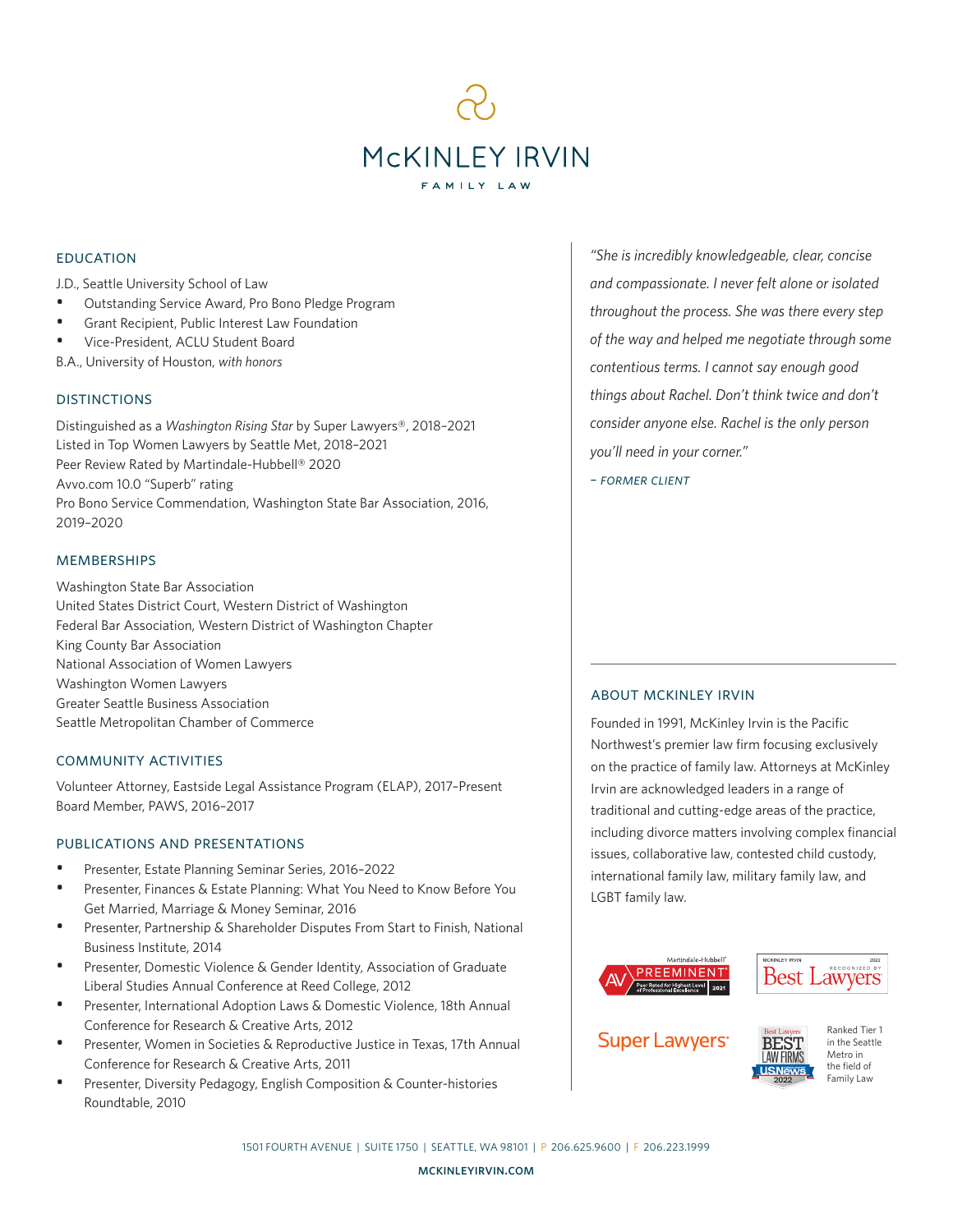MCKINLEY IRVIN

FAMILY LAW

## EDUCATION

J.D., Seattle University School of Law

- Outstanding Service Award, Pro Bono Pledge Program
- Grant Recipient, Public Interest Law Foundation
- Vice-President, ACLU Student Board

B.A., University of Houston, *with honors*

## DISTINCTIONS

Distinguished as a *Washington Rising Star* by Super Lawyers®, 2018–2021
Listed in Top Women Lawyers by Seattle Met, 2018–2021
Peer Review Rated by Martindale-Hubbell® 2020
Avvo.com 10.0 "Superb" rating
Pro Bono Service Commendation, Washington State Bar Association, 2016, 2019–2020

## MEMBERSHIPS

Washington State Bar Association
United States District Court, Western District of Washington
Federal Bar Association, Western District of Washington Chapter
King County Bar Association
National Association of Women Lawyers
Washington Women Lawyers
Greater Seattle Business Association
Seattle Metropolitan Chamber of Commerce

## COMMUNITY ACTIVITIES

Volunteer Attorney, Eastside Legal Assistance Program (ELAP), 2017–Present
Board Member, PAWS, 2016–2017

## PUBLICATIONS AND PRESENTATIONS

- Presenter, Estate Planning Seminar Series, 2016–2022
- Presenter, Finances & Estate Planning: What You Need to Know Before You Get Married, Marriage & Money Seminar, 2016
- Presenter, Partnership & Shareholder Disputes From Start to Finish, National Business Institute, 2014
- Presenter, Domestic Violence & Gender Identity, Association of Graduate Liberal Studies Annual Conference at Reed College, 2012
- Presenter, International Adoption Laws & Domestic Violence, 18th Annual Conference for Research & Creative Arts, 2012
- Presenter, Women in Societies & Reproductive Justice in Texas, 17th Annual Conference for Research & Creative Arts, 2011
- Presenter, Diversity Pedagogy, English Composition & Counter-histories Roundtable, 2010

*"She is incredibly knowledgeable, clear, concise and compassionate. I never felt alone or isolated throughout the process. She was there every step of the way and helped me negotiate through some contentious terms. I cannot say enough good things about Rachel. Don't think twice and don't consider anyone else. Rachel is the only person you'll need in your corner."*

*– FORMER CLIENT*

## ABOUT MCKINLEY IRVIN

Founded in 1991, McKinley Irvin is the Pacific Northwest's premier law firm focusing exclusively on the practice of family law. Attorneys at McKinley Irvin are acknowledged leaders in a range of traditional and cutting-edge areas of the practice, including divorce matters involving complex financial issues, collaborative law, contested child custody, international family law, military family law, and LGBT family law.

Martindale-Hubbell® AV PREEMINENT® Peer Rated for Highest Level of Professional Excellence 2021

McKinley Irvin 2022 Best Lawyers® Recognized by

Super Lawyers®

Best Lawyers Best Law Firms US News 2022

Ranked Tier 1 in the Seattle Metro in the field of Family Law

1501 FOURTH AVENUE | SUITE 1750 | SEATTLE, WA 98101 | P 206.625.9600 | F 206.223.1999

MCKINLEYIRVIN.COM